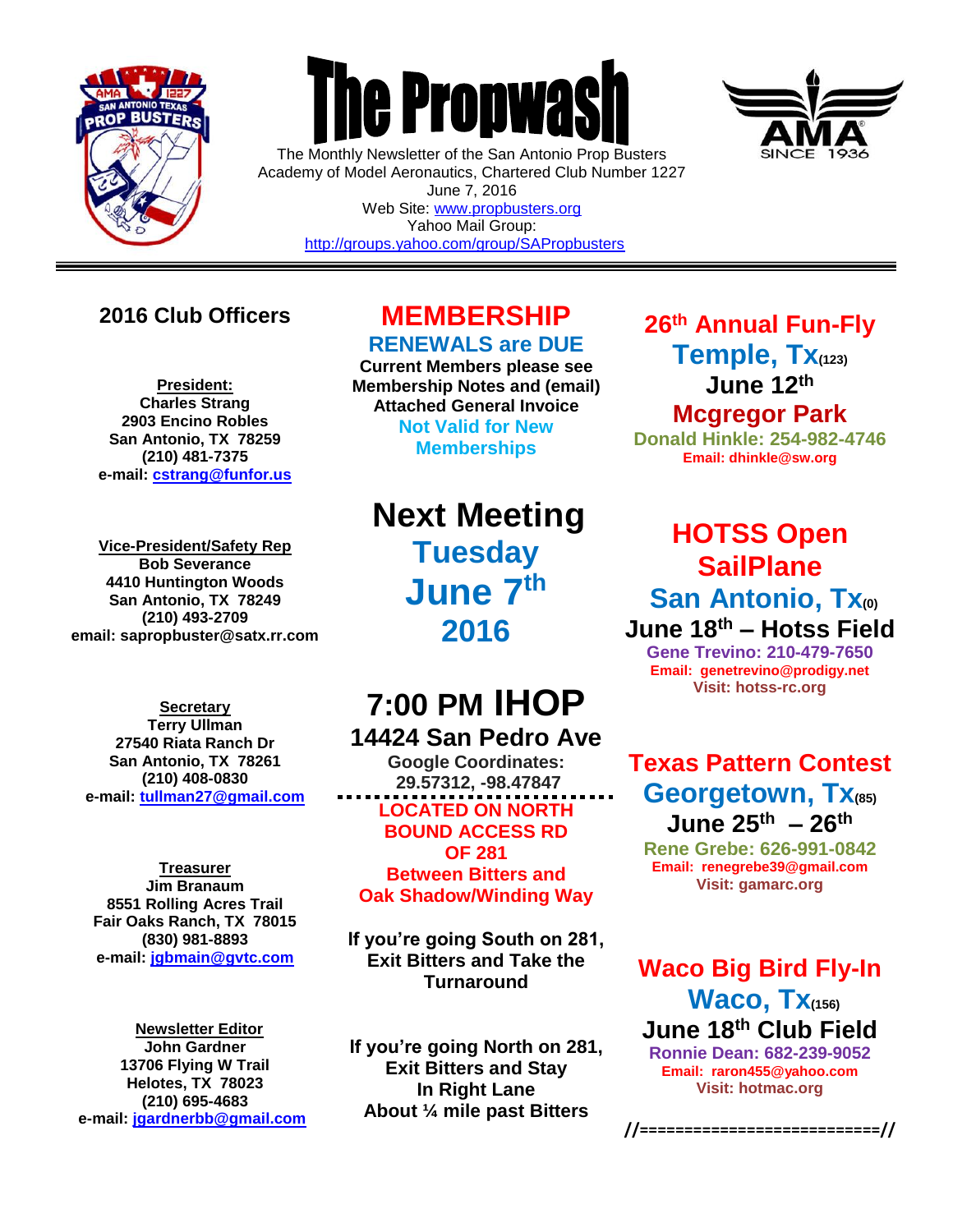# The Propwash

The Monthly Newsletter of the San Antonio Prop Busters
Academy of Model Aeronautics, Chartered Club Number 1227
June 7, 2016
Web Site: www.propbusters.org
Yahoo Mail Group:
http://groups.yahoo.com/group/SAPropbusters

---

## 2016 Club Officers

**President:**
**Charles Strang**
**2903 Encino Robles**
**San Antonio, TX 78259**
**(210) 481-7375**
**e-mail: cstrang@funfor.us**

**Vice-President/Safety Rep**
**Bob Severance**
**4410 Huntington Woods**
**San Antonio, TX 78249**
**(210) 493-2709**
**email: sapropbuster@satx.rr.com**

**Secretary**
**Terry Ullman**
**27540 Riata Ranch Dr**
**San Antonio, TX 78261**
**(210) 408-0830**
**e-mail: tullman27@gmail.com**

**Treasurer**
**Jim Branaum**
**8551 Rolling Acres Trail**
**Fair Oaks Ranch, TX 78015**
**(830) 981-8893**
**e-mail: jgbmain@gvtc.com**

**Newsletter Editor**
**John Gardner**
**13706 Flying W Trail**
**Helotes, TX 78023**
**(210) 695-4683**
**e-mail: jgardnerbb@gmail.com**

## MEMBERSHIP

### RENEWALS are DUE

**Current Members please see Membership Notes and (email) Attached General Invoice**

**Not Valid for New Memberships**

## Next Meeting

### Tuesday June 7th 2016

## 7:00 PM IHOP

**14424 San Pedro Ave**

**Google Coordinates: 29.57312, -98.47847**

**LOCATED ON NORTH BOUND ACCESS RD OF 281**
**Between Bitters and Oak Shadow/Winding Way**

**If you're going South on 281, Exit Bitters and Take the Turnaround**

**If you're going North on 281, Exit Bitters and Stay In Right Lane About ¼ mile past Bitters**

## 26th Annual Fun-Fly

### Temple, Tx(123)

**June 12th**

**Mcgregor Park**

**Donald Hinkle: 254-982-4746**
**Email: dhinkle@sw.org**

## HOTSS Open SailPlane

### San Antonio, Tx(0)

**June 18th – Hotss Field**

**Gene Trevino: 210-479-7650**
**Email: genetrevino@prodigy.net**
**Visit: hotss-rc.org**

## Texas Pattern Contest

### Georgetown, Tx(85)

**June 25th – 26th**

**Rene Grebe: 626-991-0842**
**Email: renegrebe39@gmail.com**
**Visit: gamarc.org**

## Waco Big Bird Fly-In

### Waco, Tx(156)

**June 18th Club Field**

**Ronnie Dean: 682-239-9052**
**Email: raron455@yahoo.com**
**Visit: hotmac.org**

//==========================//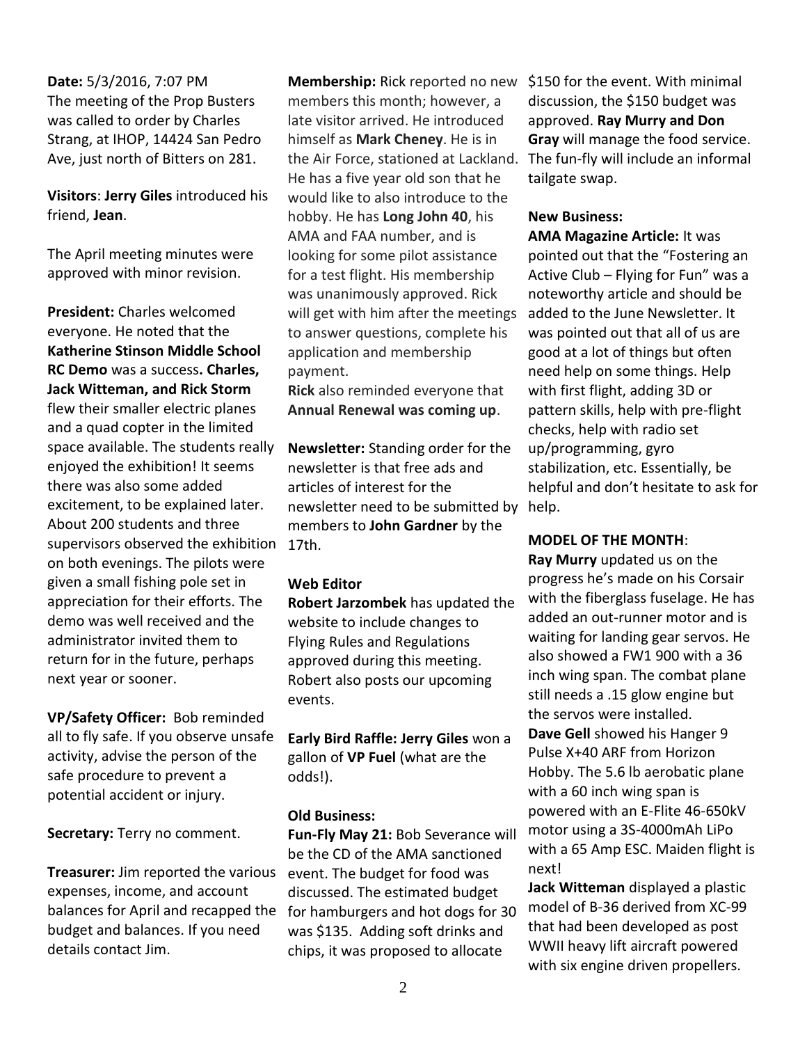**Date:** 5/3/2016, 7:07 PM
The meeting of the Prop Busters was called to order by Charles Strang, at IHOP, 14424 San Pedro Ave, just north of Bitters on 281.

**Visitors**: **Jerry Giles** introduced his friend, **Jean**.

The April meeting minutes were approved with minor revision.

**President:** Charles welcomed everyone. He noted that the **Katherine Stinson Middle School RC Demo** was a success**. Charles, Jack Witteman, and Rick Storm** flew their smaller electric planes and a quad copter in the limited space available. The students really enjoyed the exhibition! It seems there was also some added excitement, to be explained later. About 200 students and three supervisors observed the exhibition on both evenings. The pilots were given a small fishing pole set in appreciation for their efforts. The demo was well received and the administrator invited them to return for in the future, perhaps next year or sooner.

**VP/Safety Officer:** Bob reminded all to fly safe. If you observe unsafe activity, advise the person of the safe procedure to prevent a potential accident or injury.

**Secretary:** Terry no comment.

**Treasurer:** Jim reported the various expenses, income, and account balances for April and recapped the budget and balances. If you need details contact Jim.

**Membership:** Rick reported no new members this month; however, a late visitor arrived. He introduced himself as **Mark Cheney**. He is in the Air Force, stationed at Lackland. He has a five year old son that he would like to also introduce to the hobby. He has **Long John 40**, his AMA and FAA number, and is looking for some pilot assistance for a test flight. His membership was unanimously approved. Rick will get with him after the meetings to answer questions, complete his application and membership payment.
**Rick** also reminded everyone that **Annual Renewal was coming up**.

**Newsletter:** Standing order for the newsletter is that free ads and articles of interest for the newsletter need to be submitted by members to **John Gardner** by the 17th.

**Web Editor**
**Robert Jarzombek** has updated the website to include changes to Flying Rules and Regulations approved during this meeting. Robert also posts our upcoming events.

**Early Bird Raffle: Jerry Giles** won a gallon of **VP Fuel** (what are the odds!).

**Old Business:**
**Fun-Fly May 21:** Bob Severance will be the CD of the AMA sanctioned event. The budget for food was discussed. The estimated budget for hamburgers and hot dogs for 30 was $135. Adding soft drinks and chips, it was proposed to allocate $150 for the event. With minimal discussion, the $150 budget was approved. **Ray Murry and Don Gray** will manage the food service. The fun-fly will include an informal tailgate swap.

**New Business:**
**AMA Magazine Article:** It was pointed out that the "Fostering an Active Club – Flying for Fun" was a noteworthy article and should be added to the June Newsletter. It was pointed out that all of us are good at a lot of things but often need help on some things. Help with first flight, adding 3D or pattern skills, help with pre-flight checks, help with radio set up/programming, gyro stabilization, etc. Essentially, be helpful and don't hesitate to ask for help.

**MODEL OF THE MONTH**:
**Ray Murry** updated us on the progress he's made on his Corsair with the fiberglass fuselage. He has added an out-runner motor and is waiting for landing gear servos. He also showed a FW1 900 with a 36 inch wing span. The combat plane still needs a .15 glow engine but the servos were installed.
**Dave Gell** showed his Hanger 9 Pulse X+40 ARF from Horizon Hobby. The 5.6 lb aerobatic plane with a 60 inch wing span is powered with an E-Flite 46-650kV motor using a 3S-4000mAh LiPo with a 65 Amp ESC. Maiden flight is next!
**Jack Witteman** displayed a plastic model of B-36 derived from XC-99 that had been developed as post WWII heavy lift aircraft powered with six engine driven propellers.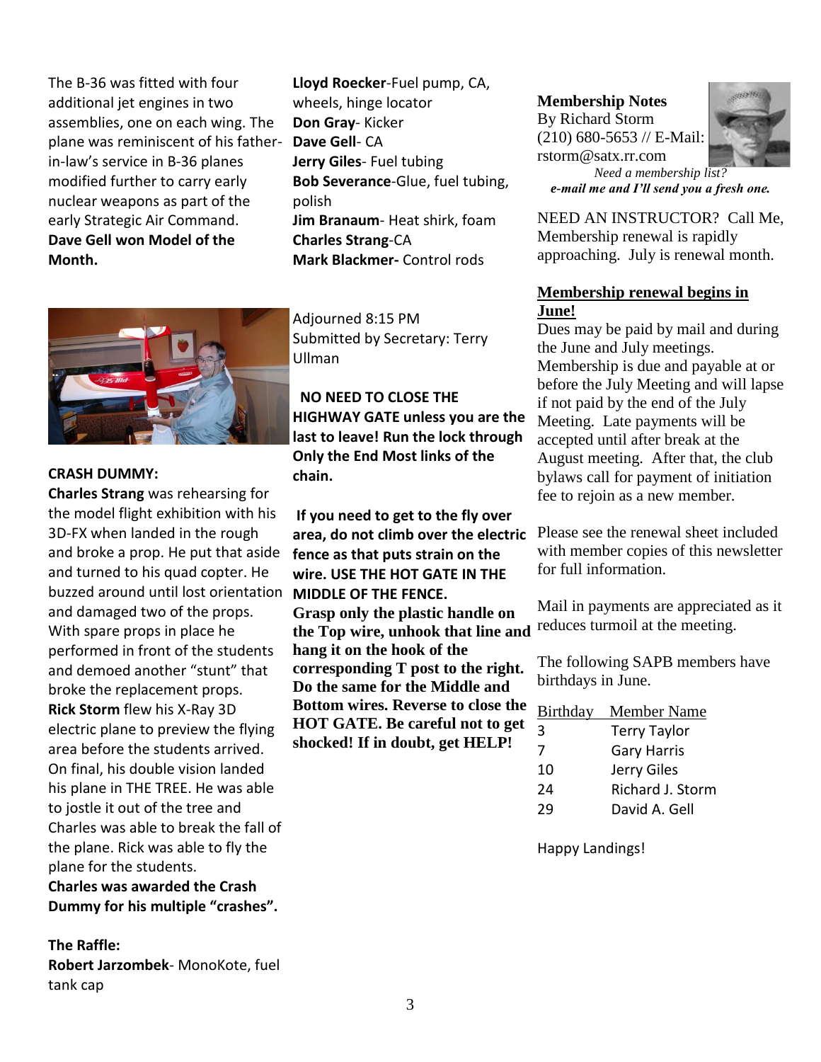The B-36 was fitted with four additional jet engines in two assemblies, one on each wing. The plane was reminiscent of his father-in-law's service in B-36 planes modified further to carry early nuclear weapons as part of the early Strategic Air Command.
**Dave Gell won Model of the Month.**

**CRASH DUMMY:**
**Charles Strang** was rehearsing for the model flight exhibition with his 3D-FX when landed in the rough and broke a prop. He put that aside and turned to his quad copter. He buzzed around until lost orientation and damaged two of the props. With spare props in place he performed in front of the students and demoed another "stunt" that broke the replacement props.
**Rick Storm** flew his X-Ray 3D electric plane to preview the flying area before the students arrived. On final, his double vision landed his plane in THE TREE. He was able to jostle it out of the tree and Charles was able to break the fall of the plane. Rick was able to fly the plane for the students.
**Charles was awarded the Crash Dummy for his multiple "crashes".**

**The Raffle:**
**Robert Jarzombek**- MonoKote, fuel tank cap
**Lloyd Roecker**-Fuel pump, CA, wheels, hinge locator
**Don Gray**- Kicker
**Dave Gell**- CA
**Jerry Giles**- Fuel tubing
**Bob Severance**-Glue, fuel tubing, polish
**Jim Branaum**- Heat shirk, foam
**Charles Strang**-CA
**Mark Blackmer-** Control rods

Adjourned 8:15 PM
Submitted by Secretary: Terry Ullman

**NO NEED TO CLOSE THE HIGHWAY GATE unless you are the last to leave! Run the lock through Only the End Most links of the chain.**

**If you need to get to the fly over area, do not climb over the electric fence as that puts strain on the wire. USE THE HOT GATE IN THE MIDDLE OF THE FENCE.**
**Grasp only the plastic handle on the Top wire, unhook that line and hang it on the hook of the corresponding T post to the right. Do the same for the Middle and Bottom wires. Reverse to close the HOT GATE. Be careful not to get shocked! If in doubt, get HELP!**

**Membership Notes**
By Richard Storm
(210) 680-5653 // E-Mail: rstorm@satx.rr.com
***Need a membership list? e-mail me and I'll send you a fresh one.***

NEED AN INSTRUCTOR? Call Me, Membership renewal is rapidly approaching. July is renewal month.

**Membership renewal begins in June!**
Dues may be paid by mail and during the June and July meetings. Membership is due and payable at or before the July Meeting and will lapse if not paid by the end of the July Meeting. Late payments will be accepted until after break at the August meeting. After that, the club bylaws call for payment of initiation fee to rejoin as a new member.

Please see the renewal sheet included with member copies of this newsletter for full information.

Mail in payments are appreciated as it reduces turmoil at the meeting.

The following SAPB members have birthdays in June.

| Birthday | Member Name |
|---|---|
| 3 | Terry Taylor |
| 7 | Gary Harris |
| 10 | Jerry Giles |
| 24 | Richard J. Storm |
| 29 | David A. Gell |

Happy Landings!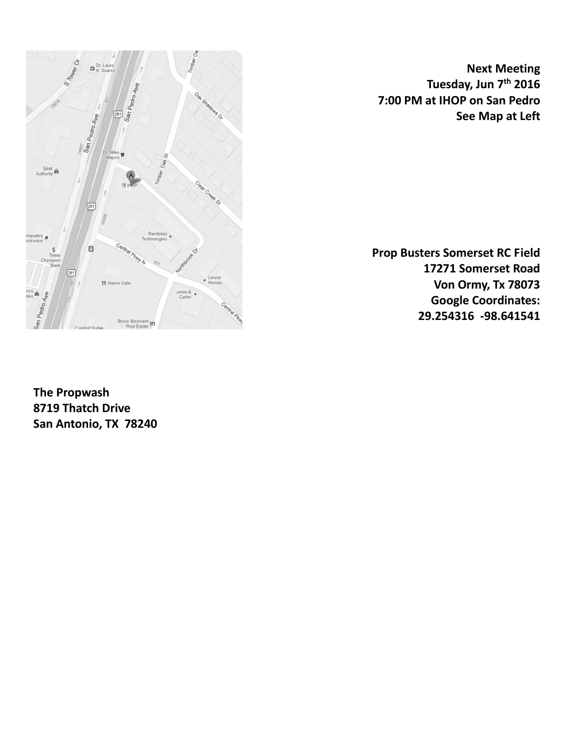**Next Meeting**
**Tuesday, Jun 7th 2016**
**7:00 PM at IHOP on San Pedro**
**See Map at Left**

**Prop Busters Somerset RC Field**
**17271 Somerset Road**
**Von Ormy, Tx 78073**
**Google Coordinates:**
**29.254316 -98.641541**

**The Propwash**
**8719 Thatch Drive**
**San Antonio, TX 78240**